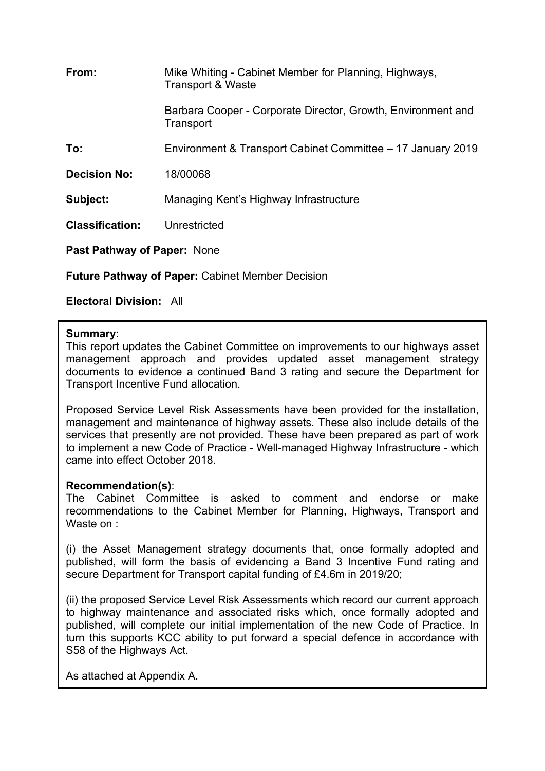| | |
|---|---|
| **From:** | Mike Whiting - Cabinet Member for Planning, Highways, Transport & Waste |
| | Barbara Cooper - Corporate Director, Growth, Environment and Transport |
| **To:** | Environment & Transport Cabinet Committee – 17 January 2019 |
| **Decision No:** | 18/00068 |
| **Subject:** | Managing Kent's Highway Infrastructure |
| **Classification:** | Unrestricted |

**Past Pathway of Paper:** None

**Future Pathway of Paper:** Cabinet Member Decision

**Electoral Division:** All

**Summary**:
This report updates the Cabinet Committee on improvements to our highways asset management approach and provides updated asset management strategy documents to evidence a continued Band 3 rating and secure the Department for Transport Incentive Fund allocation.

Proposed Service Level Risk Assessments have been provided for the installation, management and maintenance of highway assets. These also include details of the services that presently are not provided. These have been prepared as part of work to implement a new Code of Practice - Well-managed Highway Infrastructure - which came into effect October 2018.

**Recommendation(s)**:
The Cabinet Committee is asked to comment and endorse or make recommendations to the Cabinet Member for Planning, Highways, Transport and Waste on :

(i) the Asset Management strategy documents that, once formally adopted and published, will form the basis of evidencing a Band 3 Incentive Fund rating and secure Department for Transport capital funding of £4.6m in 2019/20;

(ii) the proposed Service Level Risk Assessments which record our current approach to highway maintenance and associated risks which, once formally adopted and published, will complete our initial implementation of the new Code of Practice. In turn this supports KCC ability to put forward a special defence in accordance with S58 of the Highways Act.

As attached at Appendix A.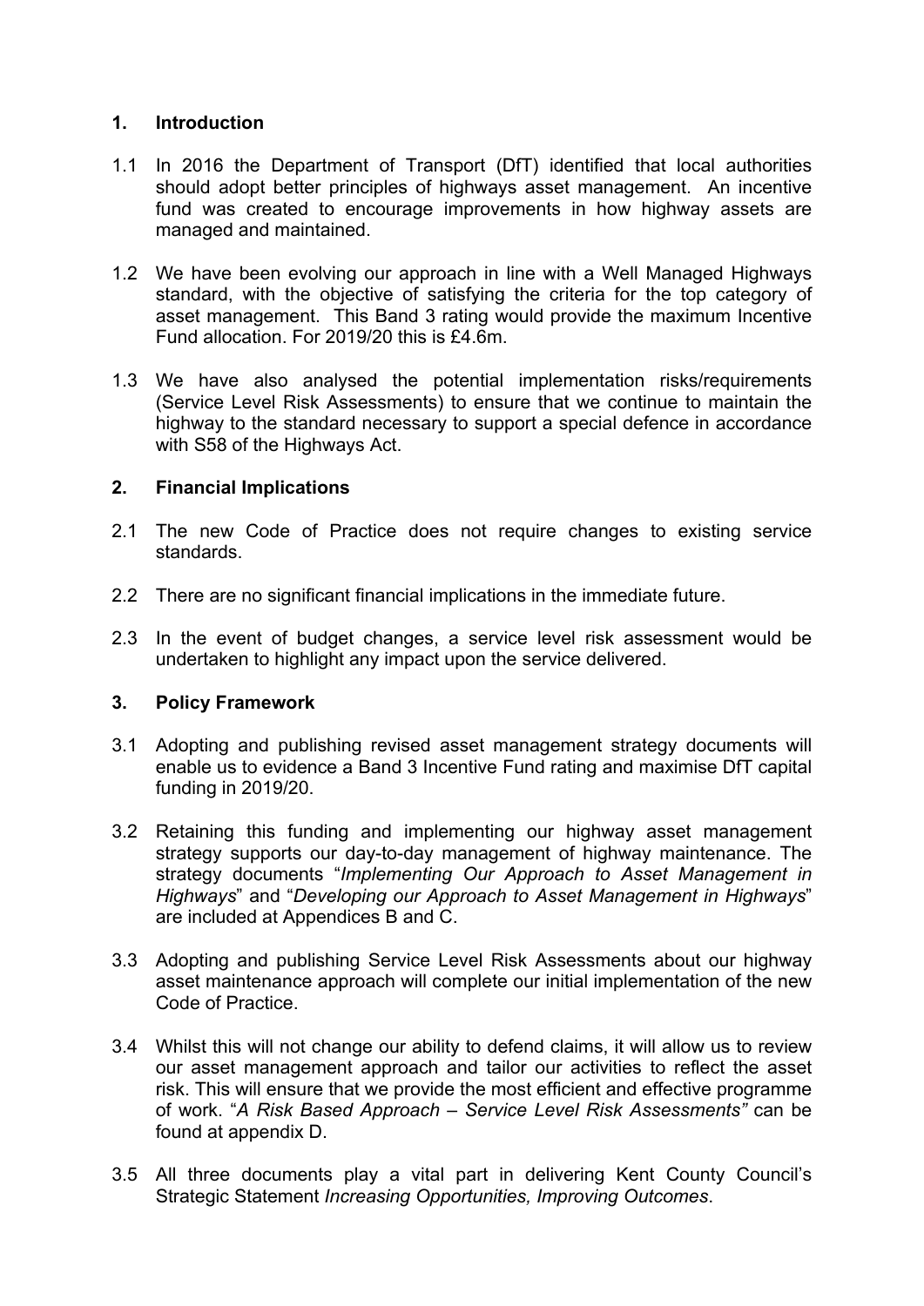## 1. Introduction

1.1 In 2016 the Department of Transport (DfT) identified that local authorities should adopt better principles of highways asset management. An incentive fund was created to encourage improvements in how highway assets are managed and maintained.

1.2 We have been evolving our approach in line with a Well Managed Highways standard, with the objective of satisfying the criteria for the top category of asset management. This Band 3 rating would provide the maximum Incentive Fund allocation. For 2019/20 this is £4.6m.

1.3 We have also analysed the potential implementation risks/requirements (Service Level Risk Assessments) to ensure that we continue to maintain the highway to the standard necessary to support a special defence in accordance with S58 of the Highways Act.

## 2. Financial Implications

2.1 The new Code of Practice does not require changes to existing service standards.

2.2 There are no significant financial implications in the immediate future.

2.3 In the event of budget changes, a service level risk assessment would be undertaken to highlight any impact upon the service delivered.

## 3. Policy Framework

3.1 Adopting and publishing revised asset management strategy documents will enable us to evidence a Band 3 Incentive Fund rating and maximise DfT capital funding in 2019/20.

3.2 Retaining this funding and implementing our highway asset management strategy supports our day-to-day management of highway maintenance. The strategy documents "*Implementing Our Approach to Asset Management in Highways*" and "*Developing our Approach to Asset Management in Highways*" are included at Appendices B and C.

3.3 Adopting and publishing Service Level Risk Assessments about our highway asset maintenance approach will complete our initial implementation of the new Code of Practice.

3.4 Whilst this will not change our ability to defend claims, it will allow us to review our asset management approach and tailor our activities to reflect the asset risk. This will ensure that we provide the most efficient and effective programme of work. "*A Risk Based Approach – Service Level Risk Assessments"* can be found at appendix D.

3.5 All three documents play a vital part in delivering Kent County Council's Strategic Statement *Increasing Opportunities, Improving Outcomes*.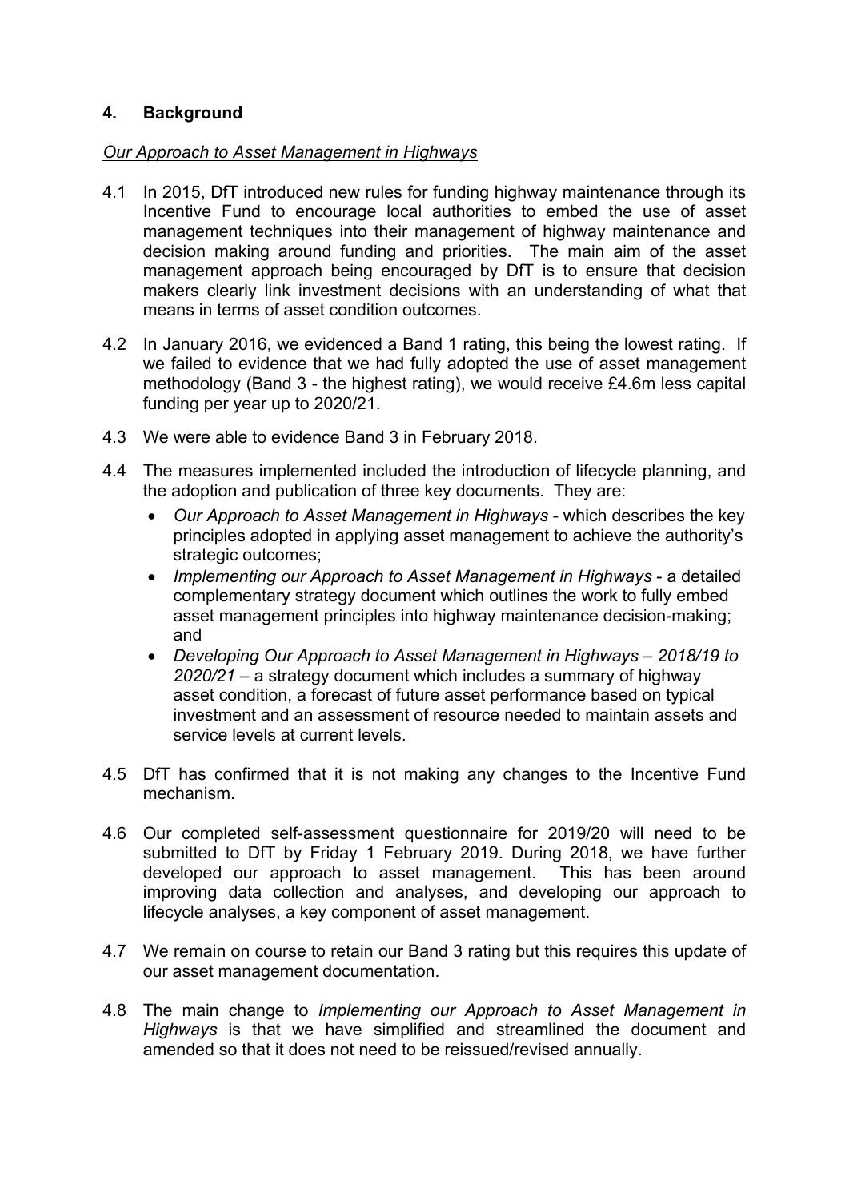## 4. Background

*Our Approach to Asset Management in Highways*

4.1 In 2015, DfT introduced new rules for funding highway maintenance through its Incentive Fund to encourage local authorities to embed the use of asset management techniques into their management of highway maintenance and decision making around funding and priorities. The main aim of the asset management approach being encouraged by DfT is to ensure that decision makers clearly link investment decisions with an understanding of what that means in terms of asset condition outcomes.

4.2 In January 2016, we evidenced a Band 1 rating, this being the lowest rating. If we failed to evidence that we had fully adopted the use of asset management methodology (Band 3 - the highest rating), we would receive £4.6m less capital funding per year up to 2020/21.

4.3 We were able to evidence Band 3 in February 2018.

4.4 The measures implemented included the introduction of lifecycle planning, and the adoption and publication of three key documents. They are:

- *Our Approach to Asset Management in Highways* - which describes the key principles adopted in applying asset management to achieve the authority's strategic outcomes;
- *Implementing our Approach to Asset Management in Highways* - a detailed complementary strategy document which outlines the work to fully embed asset management principles into highway maintenance decision-making; and
- *Developing Our Approach to Asset Management in Highways – 2018/19 to 2020/21* – a strategy document which includes a summary of highway asset condition, a forecast of future asset performance based on typical investment and an assessment of resource needed to maintain assets and service levels at current levels.

4.5 DfT has confirmed that it is not making any changes to the Incentive Fund mechanism.

4.6 Our completed self-assessment questionnaire for 2019/20 will need to be submitted to DfT by Friday 1 February 2019. During 2018, we have further developed our approach to asset management. This has been around improving data collection and analyses, and developing our approach to lifecycle analyses, a key component of asset management.

4.7 We remain on course to retain our Band 3 rating but this requires this update of our asset management documentation.

4.8 The main change to *Implementing our Approach to Asset Management in Highways* is that we have simplified and streamlined the document and amended so that it does not need to be reissued/revised annually.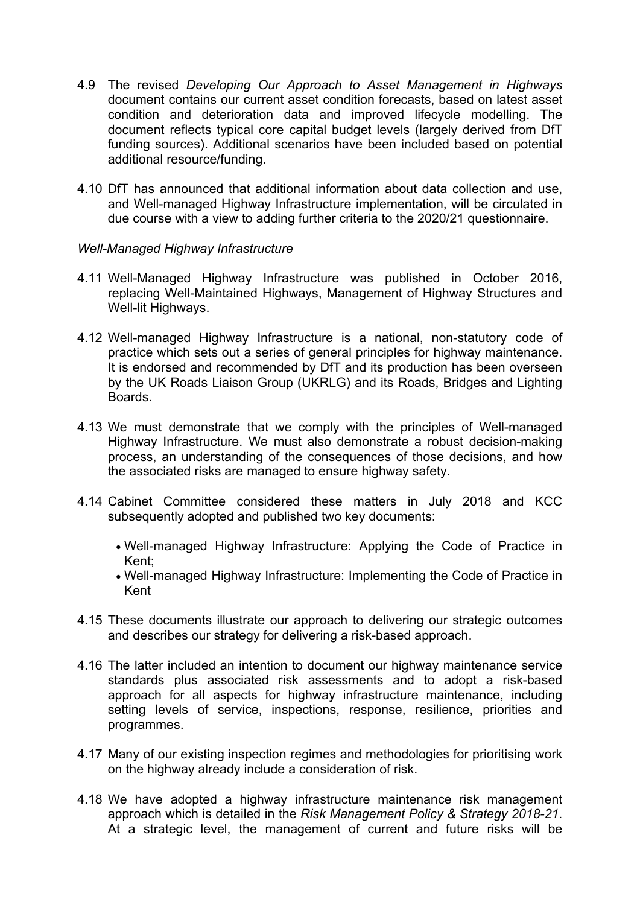4.9 The revised *Developing Our Approach to Asset Management in Highways* document contains our current asset condition forecasts, based on latest asset condition and deterioration data and improved lifecycle modelling. The document reflects typical core capital budget levels (largely derived from DfT funding sources). Additional scenarios have been included based on potential additional resource/funding.

4.10 DfT has announced that additional information about data collection and use, and Well-managed Highway Infrastructure implementation, will be circulated in due course with a view to adding further criteria to the 2020/21 questionnaire.

*Well-Managed Highway Infrastructure*

4.11 Well-Managed Highway Infrastructure was published in October 2016, replacing Well-Maintained Highways, Management of Highway Structures and Well-lit Highways.

4.12 Well-managed Highway Infrastructure is a national, non-statutory code of practice which sets out a series of general principles for highway maintenance. It is endorsed and recommended by DfT and its production has been overseen by the UK Roads Liaison Group (UKRLG) and its Roads, Bridges and Lighting Boards.

4.13 We must demonstrate that we comply with the principles of Well-managed Highway Infrastructure. We must also demonstrate a robust decision-making process, an understanding of the consequences of those decisions, and how the associated risks are managed to ensure highway safety.

4.14 Cabinet Committee considered these matters in July 2018 and KCC subsequently adopted and published two key documents:

- Well-managed Highway Infrastructure: Applying the Code of Practice in Kent;
- Well-managed Highway Infrastructure: Implementing the Code of Practice in Kent

4.15 These documents illustrate our approach to delivering our strategic outcomes and describes our strategy for delivering a risk-based approach.

4.16 The latter included an intention to document our highway maintenance service standards plus associated risk assessments and to adopt a risk-based approach for all aspects for highway infrastructure maintenance, including setting levels of service, inspections, response, resilience, priorities and programmes.

4.17 Many of our existing inspection regimes and methodologies for prioritising work on the highway already include a consideration of risk.

4.18 We have adopted a highway infrastructure maintenance risk management approach which is detailed in the *Risk Management Policy & Strategy 2018-21*. At a strategic level, the management of current and future risks will be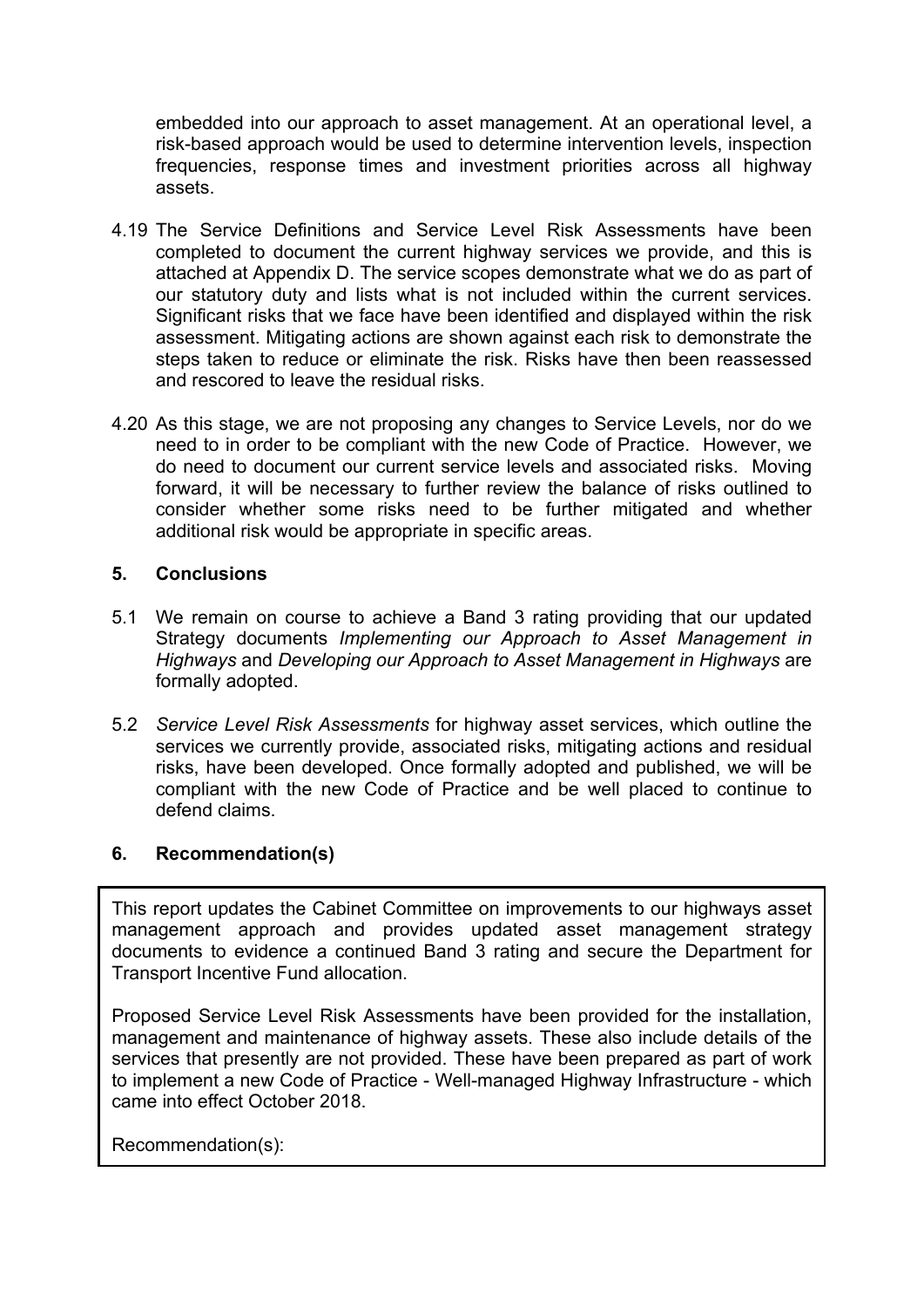embedded into our approach to asset management. At an operational level, a risk-based approach would be used to determine intervention levels, inspection frequencies, response times and investment priorities across all highway assets.

4.19 The Service Definitions and Service Level Risk Assessments have been completed to document the current highway services we provide, and this is attached at Appendix D. The service scopes demonstrate what we do as part of our statutory duty and lists what is not included within the current services. Significant risks that we face have been identified and displayed within the risk assessment. Mitigating actions are shown against each risk to demonstrate the steps taken to reduce or eliminate the risk. Risks have then been reassessed and rescored to leave the residual risks.

4.20 As this stage, we are not proposing any changes to Service Levels, nor do we need to in order to be compliant with the new Code of Practice. However, we do need to document our current service levels and associated risks. Moving forward, it will be necessary to further review the balance of risks outlined to consider whether some risks need to be further mitigated and whether additional risk would be appropriate in specific areas.

## 5. Conclusions

5.1 We remain on course to achieve a Band 3 rating providing that our updated Strategy documents *Implementing our Approach to Asset Management in Highways* and *Developing our Approach to Asset Management in Highways* are formally adopted.

5.2 *Service Level Risk Assessments* for highway asset services, which outline the services we currently provide, associated risks, mitigating actions and residual risks, have been developed. Once formally adopted and published, we will be compliant with the new Code of Practice and be well placed to continue to defend claims.

## 6. Recommendation(s)

This report updates the Cabinet Committee on improvements to our highways asset management approach and provides updated asset management strategy documents to evidence a continued Band 3 rating and secure the Department for Transport Incentive Fund allocation.

Proposed Service Level Risk Assessments have been provided for the installation, management and maintenance of highway assets. These also include details of the services that presently are not provided. These have been prepared as part of work to implement a new Code of Practice - Well-managed Highway Infrastructure - which came into effect October 2018.

Recommendation(s):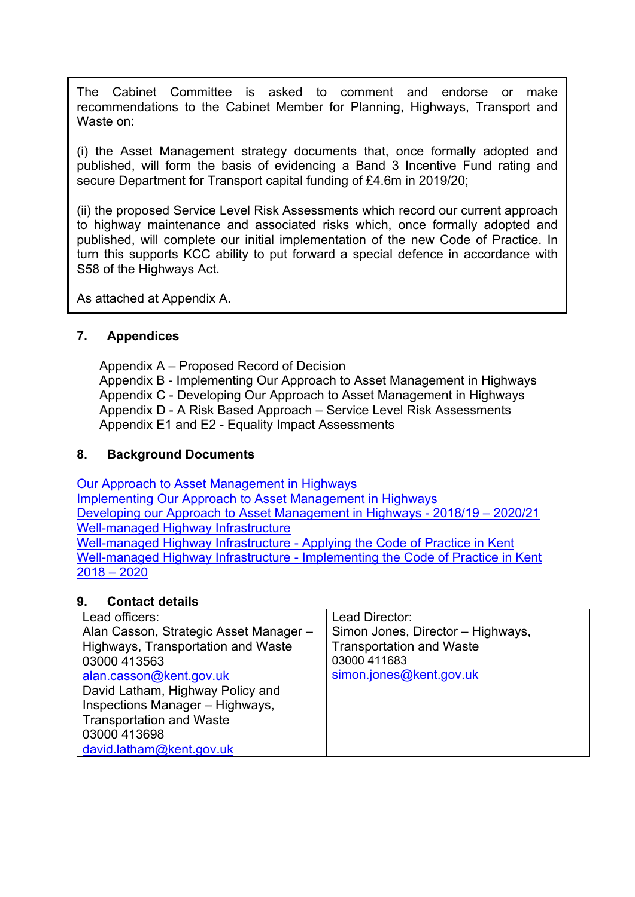The Cabinet Committee is asked to comment and endorse or make recommendations to the Cabinet Member for Planning, Highways, Transport and Waste on:

(i) the Asset Management strategy documents that, once formally adopted and published, will form the basis of evidencing a Band 3 Incentive Fund rating and secure Department for Transport capital funding of £4.6m in 2019/20;

(ii) the proposed Service Level Risk Assessments which record our current approach to highway maintenance and associated risks which, once formally adopted and published, will complete our initial implementation of the new Code of Practice. In turn this supports KCC ability to put forward a special defence in accordance with S58 of the Highways Act.

As attached at Appendix A.

## 7. Appendices

Appendix A – Proposed Record of Decision
Appendix B - Implementing Our Approach to Asset Management in Highways
Appendix C - Developing Our Approach to Asset Management in Highways
Appendix D - A Risk Based Approach – Service Level Risk Assessments
Appendix E1 and E2 - Equality Impact Assessments

## 8. Background Documents

Our Approach to Asset Management in Highways
Implementing Our Approach to Asset Management in Highways
Developing our Approach to Asset Management in Highways - 2018/19 – 2020/21
Well-managed Highway Infrastructure
Well-managed Highway Infrastructure - Applying the Code of Practice in Kent
Well-managed Highway Infrastructure - Implementing the Code of Practice in Kent 2018 – 2020

## 9. Contact details

| | |
|---|---|
| Lead officers:<br>Alan Casson, Strategic Asset Manager – Highways, Transportation and Waste<br>03000 413563<br>alan.casson@kent.gov.uk<br>David Latham, Highway Policy and Inspections Manager – Highways, Transportation and Waste<br>03000 413698<br>david.latham@kent.gov.uk | Lead Director:<br>Simon Jones, Director – Highways, Transportation and Waste<br>03000 411683<br>simon.jones@kent.gov.uk |